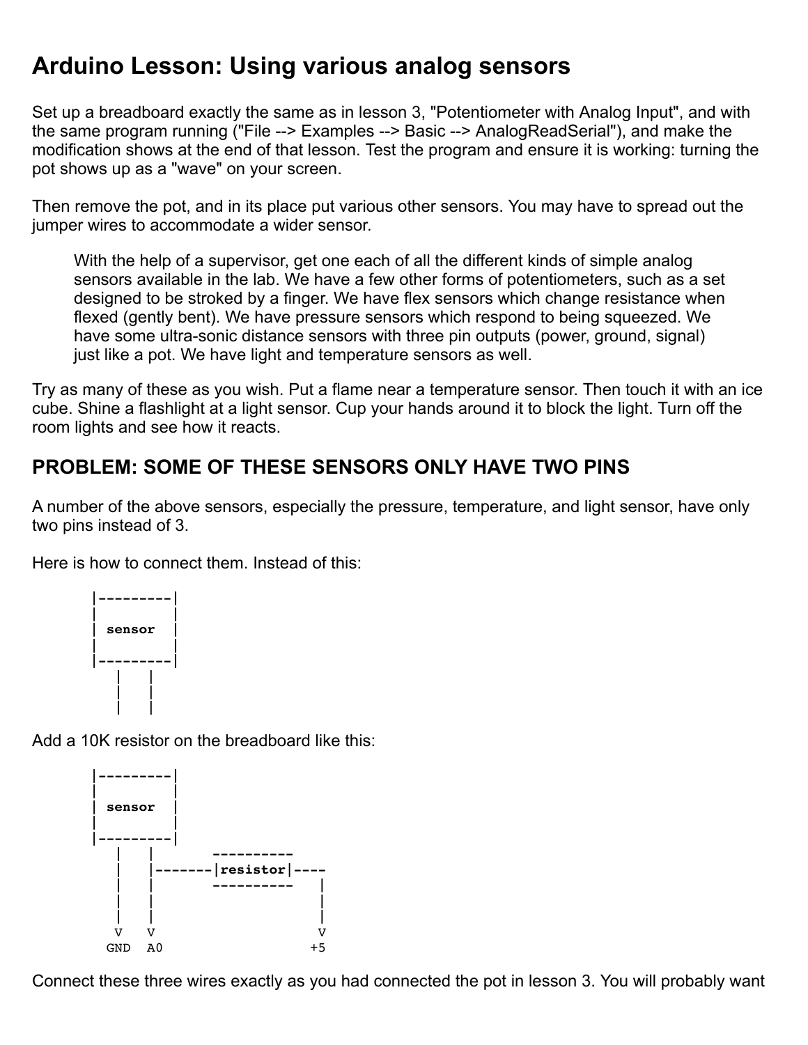# Arduino Lesson: Using various analog sensors

Set up a breadboard exactly the same as in lesson 3, "Potentiometer with Analog Input", and with the same program running ("File --> Examples --> Basic --> AnalogReadSerial"), and make the modification shows at the end of that lesson. Test the program and ensure it is working: turning the pot shows up as a "wave" on your screen.

Then remove the pot, and in its place put various other sensors. You may have to spread out the jumper wires to accommodate a wider sensor.

> With the help of a supervisor, get one each of all the different kinds of simple analog sensors available in the lab. We have a few other forms of potentiometers, such as a set designed to be stroked by a finger. We have flex sensors which change resistance when flexed (gently bent). We have pressure sensors which respond to being squeezed. We have some ultra-sonic distance sensors with three pin outputs (power, ground, signal) just like a pot. We have light and temperature sensors as well.

Try as many of these as you wish. Put a flame near a temperature sensor. Then touch it with an ice cube. Shine a flashlight at a light sensor. Cup your hands around it to block the light. Turn off the room lights and see how it reacts.

## PROBLEM: SOME OF THESE SENSORS ONLY HAVE TWO PINS

A number of the above sensors, especially the pressure, temperature, and light sensor, have only two pins instead of 3.

Here is how to connect them. Instead of this:

```
|---------|
|         |
| sensor  |
|         |
|---------|
   |   |
   |   |
   |   |
```

Add a 10K resistor on the breadboard like this:

```
|---------|
|         |
| sensor  |
|         |
|---------|
   |   |        ----------
   |   |-------|resistor|----
   |   |        ----------   |
   |   |                     |
   |   |                     |
   V   V                     V
  GND  A0                   +5
```

Connect these three wires exactly as you had connected the pot in lesson 3. You will probably want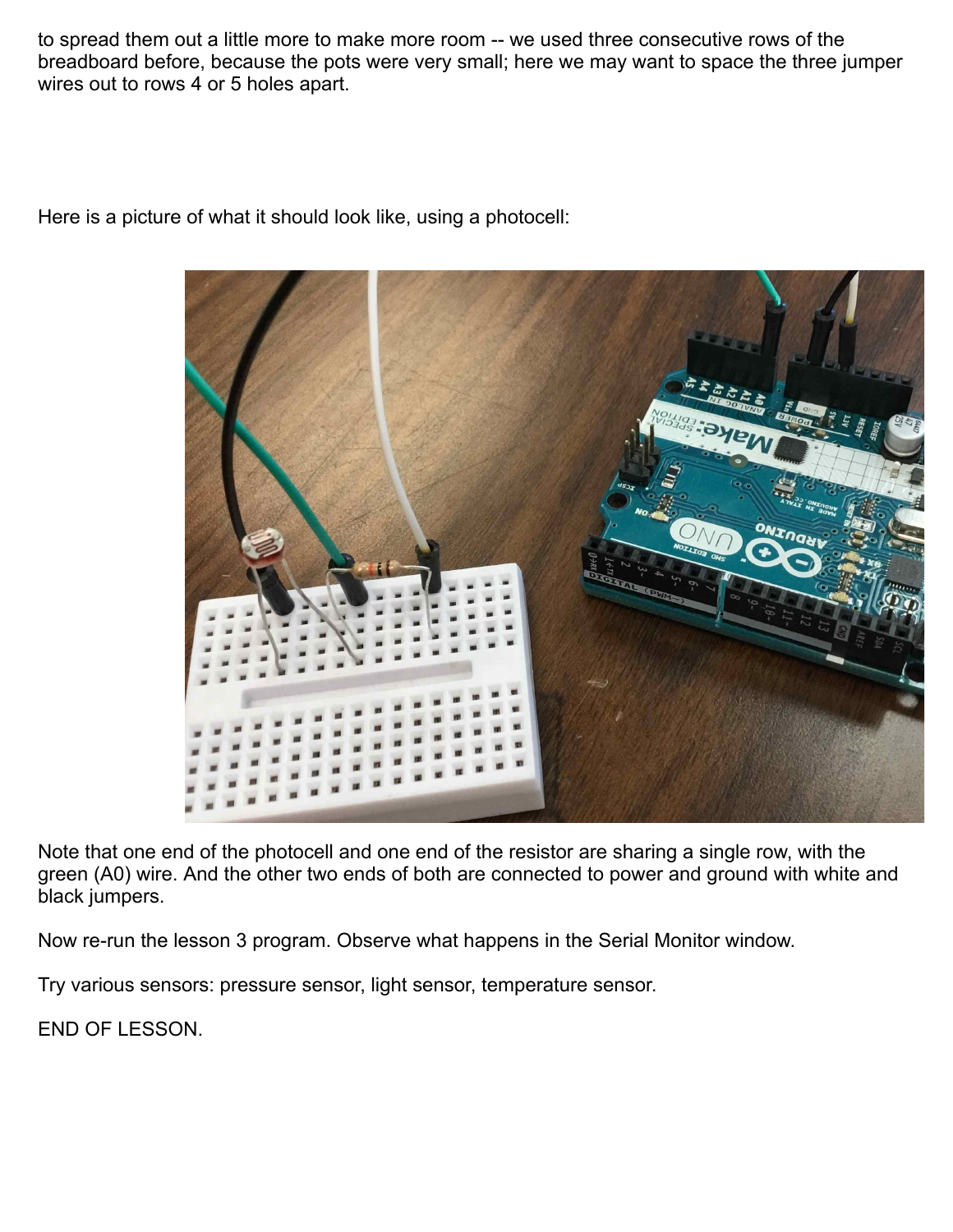to spread them out a little more to make more room -- we used three consecutive rows of the breadboard before, because the pots were very small; here we may want to space the three jumper wires out to rows 4 or 5 holes apart.

Here is a picture of what it should look like, using a photocell:

Note that one end of the photocell and one end of the resistor are sharing a single row, with the green (A0) wire. And the other two ends of both are connected to power and ground with white and black jumpers.

Now re-run the lesson 3 program. Observe what happens in the Serial Monitor window.

Try various sensors: pressure sensor, light sensor, temperature sensor.

END OF LESSON.